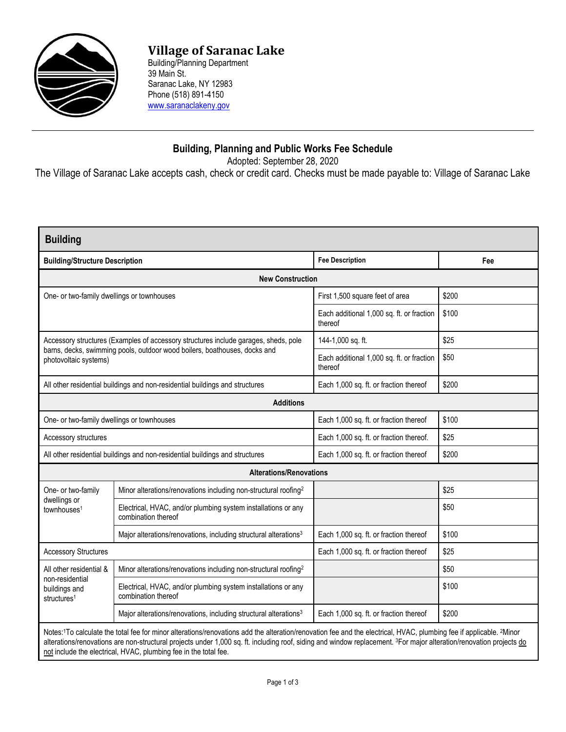# Village of Saranac Lake

Building/Planning Department
39 Main St.
Saranac Lake, NY 12983
Phone (518) 891-4150
www.saranaclakeny.gov

## Building, Planning and Public Works Fee Schedule

Adopted: September 28, 2020

The Village of Saranac Lake accepts cash, check or credit card. Checks must be made payable to: Village of Saranac Lake

### Building

| Building/Structure Description | | Fee Description | Fee |
|---|---|---|---|
| **New Construction** | | | |
| One- or two-family dwellings or townhouses | | First 1,500 square feet of area | $200 |
| | | Each additional 1,000 sq. ft. or fraction thereof | $100 |
| Accessory structures (Examples of accessory structures include garages, sheds, pole barns, decks, swimming pools, outdoor wood boilers, boathouses, docks and photovoltaic systems) | | 144-1,000 sq. ft. | $25 |
| | | Each additional 1,000 sq. ft. or fraction thereof | $50 |
| All other residential buildings and non-residential buildings and structures | | Each 1,000 sq. ft. or fraction thereof | $200 |
| **Additions** | | | |
| One- or two-family dwellings or townhouses | | Each 1,000 sq. ft. or fraction thereof | $100 |
| Accessory structures | | Each 1,000 sq. ft. or fraction thereof. | $25 |
| All other residential buildings and non-residential buildings and structures | | Each 1,000 sq. ft. or fraction thereof | $200 |
| **Alterations/Renovations** | | | |
| One- or two-family dwellings or townhouses[1] | Minor alterations/renovations including non-structural roofing[2] | | $25 |
| | Electrical, HVAC, and/or plumbing system installations or any combination thereof | | $50 |
| | Major alterations/renovations, including structural alterations[3] | Each 1,000 sq. ft. or fraction thereof | $100 |
| Accessory Structures | | Each 1,000 sq. ft. or fraction thereof | $25 |
| All other residential & non-residential buildings and structures[1] | Minor alterations/renovations including non-structural roofing[2] | | $50 |
| | Electrical, HVAC, and/or plumbing system installations or any combination thereof | | $100 |
| | Major alterations/renovations, including structural alterations[3] | Each 1,000 sq. ft. or fraction thereof | $200 |

Notes:[1]To calculate the total fee for minor alterations/renovations add the alteration/renovation fee and the electrical, HVAC, plumbing fee if applicable. [2]Minor alterations/renovations are non-structural projects under 1,000 sq. ft. including roof, siding and window replacement. [3]For major alteration/renovation projects do not include the electrical, HVAC, plumbing fee in the total fee.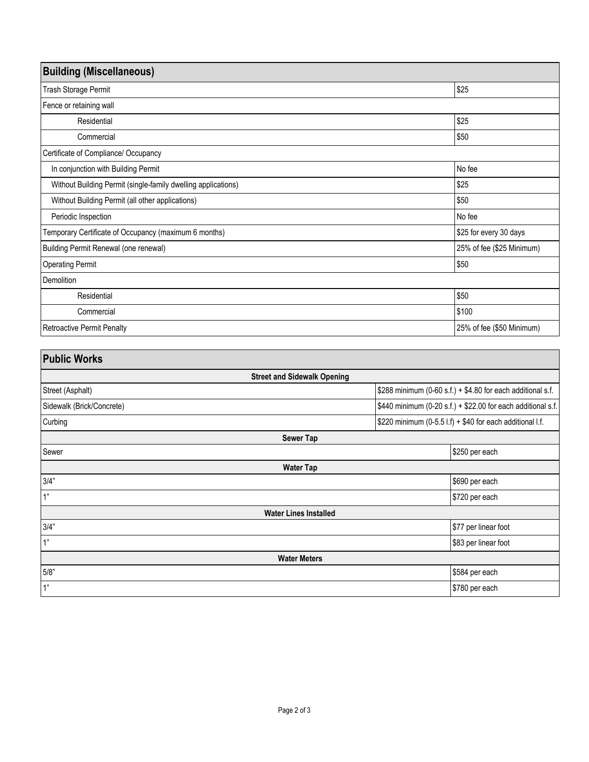## Building (Miscellaneous)

| Item | Fee |
|---|---|
| Trash Storage Permit | $25 |
| Fence or retaining wall | |
| Residential | $25 |
| Commercial | $50 |
| Certificate of Compliance/ Occupancy | |
| In conjunction with Building Permit | No fee |
| Without Building Permit (single-family dwelling applications) | $25 |
| Without Building Permit (all other applications) | $50 |
| Periodic Inspection | No fee |
| Temporary Certificate of Occupancy (maximum 6 months) | $25 for every 30 days |
| Building Permit Renewal (one renewal) | 25% of fee ($25 Minimum) |
| Operating Permit | $50 |
| Demolition | |
| Residential | $50 |
| Commercial | $100 |
| Retroactive Permit Penalty | 25% of fee ($50 Minimum) |

## Public Works

| Item | Fee |
|---|---|
| **Street and Sidewalk Opening** | |
| Street (Asphalt) | $288 minimum (0-60 s.f.) + $4.80 for each additional s.f. |
| Sidewalk (Brick/Concrete) | $440 minimum (0-20 s.f.) + $22.00 for each additional s.f. |
| Curbing | $220 minimum (0-5.5 l.f) + $40 for each additional l.f. |
| **Sewer Tap** | |
| Sewer | $250 per each |
| **Water Tap** | |
| 3/4” | $690 per each |
| 1” | $720 per each |
| **Water Lines Installed** | |
| 3/4” | $77 per linear foot |
| 1” | $83 per linear foot |
| **Water Meters** | |
| 5/8” | $584 per each |
| 1” | $780 per each |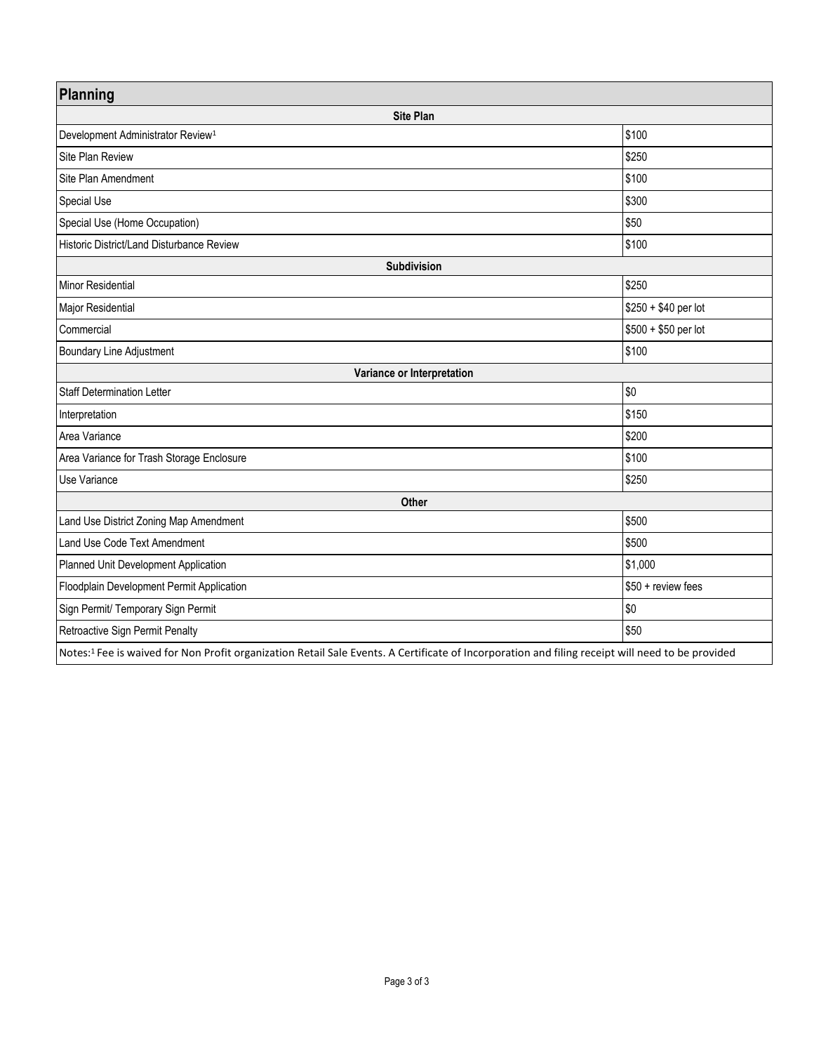## Planning

| | |
|---|---|
| **Site Plan** | |
| Development Administrator Review[1] | $100 |
| Site Plan Review | $250 |
| Site Plan Amendment | $100 |
| Special Use | $300 |
| Special Use (Home Occupation) | $50 |
| Historic District/Land Disturbance Review | $100 |
| **Subdivision** | |
| Minor Residential | $250 |
| Major Residential | $250 + $40 per lot |
| Commercial | $500 + $50 per lot |
| Boundary Line Adjustment | $100 |
| **Variance or Interpretation** | |
| Staff Determination Letter | $0 |
| Interpretation | $150 |
| Area Variance | $200 |
| Area Variance for Trash Storage Enclosure | $100 |
| Use Variance | $250 |
| **Other** | |
| Land Use District Zoning Map Amendment | $500 |
| Land Use Code Text Amendment | $500 |
| Planned Unit Development Application | $1,000 |
| Floodplain Development Permit Application | $50 + review fees |
| Sign Permit/ Temporary Sign Permit | $0 |
| Retroactive Sign Permit Penalty | $50 |

Notes:[1] Fee is waived for Non Profit organization Retail Sale Events. A Certificate of Incorporation and filing receipt will need to be provided